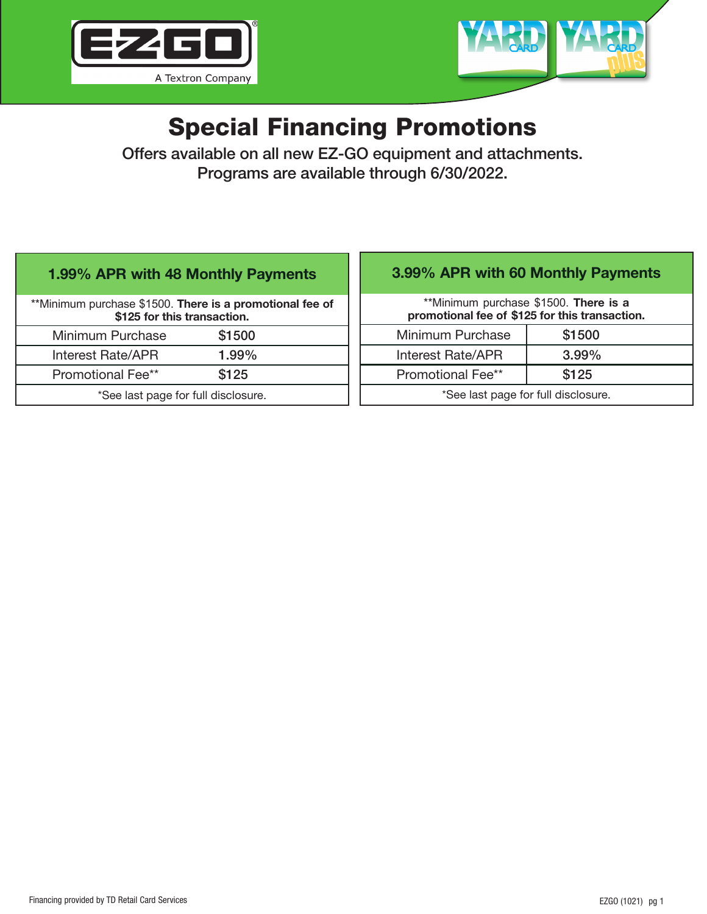# Special Financing Promotions

Offers available on all new EZ-GO equipment and attachments.
Programs are available through 6/30/2022.

## 1.99% APR with 48 Monthly Payments

**Minimum purchase $1500. **There is a promotional fee of $125 for this transaction.**

| Minimum Purchase | $1500 |
|---|---|
| Interest Rate/APR | 1.99% |
| Promotional Fee** | $125 |

*See last page for full disclosure.

## 3.99% APR with 60 Monthly Payments

**Minimum purchase $1500. **There is a promotional fee of $125 for this transaction.**

| Minimum Purchase | $1500 |
|---|---|
| Interest Rate/APR | 3.99% |
| Promotional Fee** | $125 |

*See last page for full disclosure.

Financing provided by TD Retail Card Services

EZGO (1021)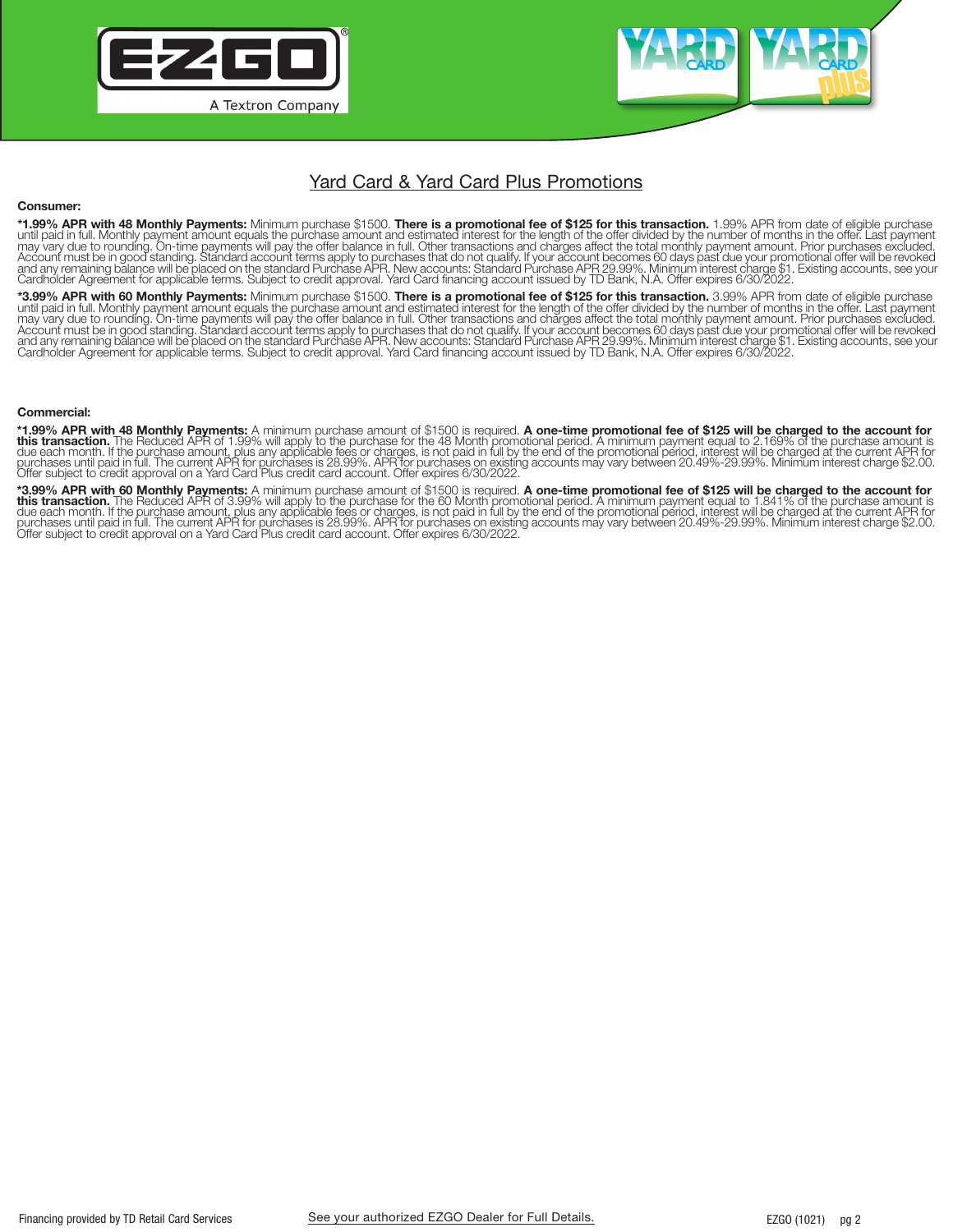## Yard Card & Yard Card Plus Promotions

**Consumer:**

***1.99% APR with 48 Monthly Payments:** Minimum purchase $1500. **There is a promotional fee of $125 for this transaction.** 1.99% APR from date of eligible purchase until paid in full. Monthly payment amount equals the purchase amount and estimated interest for the length of the offer divided by the number of months in the offer. Last payment may vary due to rounding. On-time payments will pay the offer balance in full. Other transactions and charges affect the total monthly payment amount. Prior purchases excluded. Account must be in good standing. Standard account terms apply to purchases that do not qualify. If your account becomes 60 days past due your promotional offer will be revoked and any remaining balance will be placed on the standard Purchase APR. New accounts: Standard Purchase APR 29.99%. Minimum interest charge $1. Existing accounts, see your Cardholder Agreement for applicable terms. Subject to credit approval. Yard Card financing account issued by TD Bank, N.A. Offer expires 6/30/2022.

***3.99% APR with 60 Monthly Payments:** Minimum purchase $1500. **There is a promotional fee of $125 for this transaction.** 3.99% APR from date of eligible purchase until paid in full. Monthly payment amount equals the purchase amount and estimated interest for the length of the offer divided by the number of months in the offer. Last payment may vary due to rounding. On-time payments will pay the offer balance in full. Other transactions and charges affect the total monthly payment amount. Prior purchases excluded. Account must be in good standing. Standard account terms apply to purchases that do not qualify. If your account becomes 60 days past due your promotional offer will be revoked and any remaining balance will be placed on the standard Purchase APR. New accounts: Standard Purchase APR 29.99%. Minimum interest charge $1. Existing accounts, see your Cardholder Agreement for applicable terms. Subject to credit approval. Yard Card financing account issued by TD Bank, N.A. Offer expires 6/30/2022.

**Commercial:**

***1.99% APR with 48 Monthly Payments:** A minimum purchase amount of $1500 is required. **A one-time promotional fee of $125 will be charged to the account for this transaction.** The Reduced APR of 1.99% will apply to the purchase for the 48 Month promotional period. A minimum payment equal to 2.169% of the purchase amount is due each month. If the purchase amount, plus any applicable fees or charges, is not paid in full by the end of the promotional period, interest will be charged at the current APR for purchases until paid in full. The current APR for purchases is 28.99%. APR for purchases on existing accounts may vary between 20.49%-29.99%. Minimum interest charge $2.00. Offer subject to credit approval on a Yard Card Plus credit card account. Offer expires 6/30/2022.

***3.99% APR with 60 Monthly Payments:** A minimum purchase amount of $1500 is required. **A one-time promotional fee of $125 will be charged to the account for this transaction.** The Reduced APR of 3.99% will apply to the purchase for the 60 Month promotional period. A minimum payment equal to 1.841% of the purchase amount is due each month. If the purchase amount, plus any applicable fees or charges, is not paid in full by the end of the promotional period, interest will be charged at the current APR for purchases until paid in full. The current APR for purchases is 28.99%. APR for purchases on existing accounts may vary between 20.49%-29.99%. Minimum interest charge $2.00. Offer subject to credit approval on a Yard Card Plus credit card account. Offer expires 6/30/2022.

Financing provided by TD Retail Card Services

See your authorized EZGO Dealer for Full Details.

EZGO (1021)